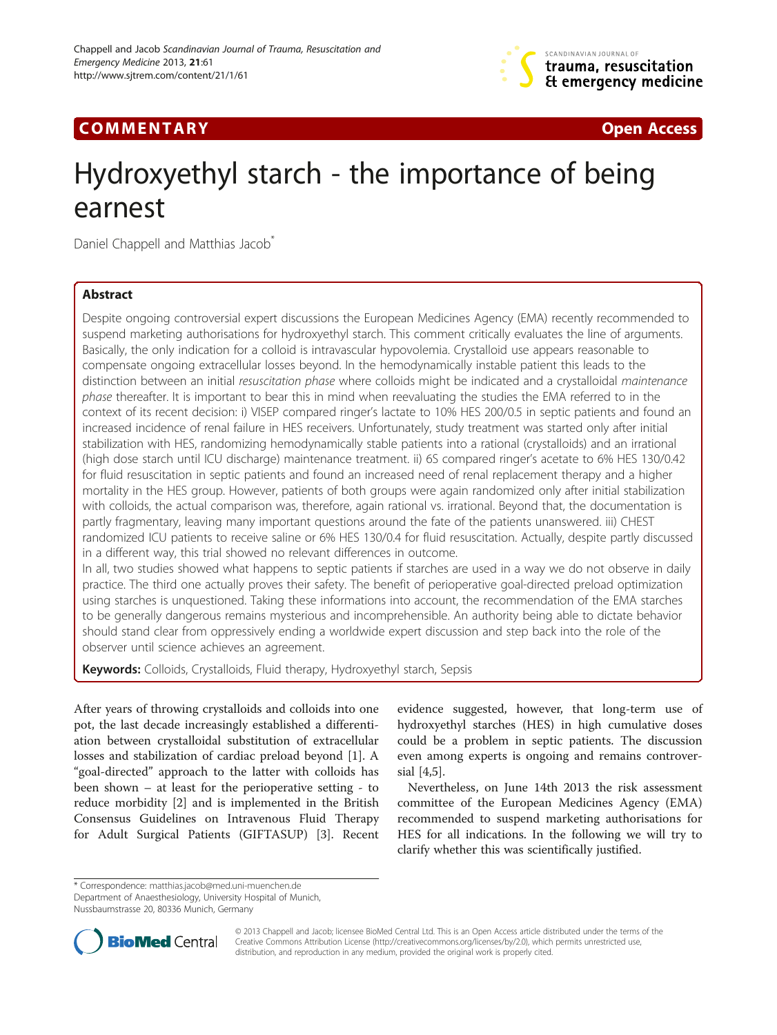**COMMENTARY** **Open Access**

# Hydroxyethyl starch - the importance of being earnest

Daniel Chappell and Matthias Jacob*

## Abstract

Despite ongoing controversial expert discussions the European Medicines Agency (EMA) recently recommended to suspend marketing authorisations for hydroxyethyl starch. This comment critically evaluates the line of arguments. Basically, the only indication for a colloid is intravascular hypovolemia. Crystalloid use appears reasonable to compensate ongoing extracellular losses beyond. In the hemodynamically instable patient this leads to the distinction between an initial *resuscitation phase* where colloids might be indicated and a crystalloidal *maintenance phase* thereafter. It is important to bear this in mind when reevaluating the studies the EMA referred to in the context of its recent decision: i) VISEP compared ringer's lactate to 10% HES 200/0.5 in septic patients and found an increased incidence of renal failure in HES receivers. Unfortunately, study treatment was started only after initial stabilization with HES, randomizing hemodynamically stable patients into a rational (crystalloids) and an irrational (high dose starch until ICU discharge) maintenance treatment. ii) 6S compared ringer's acetate to 6% HES 130/0.42 for fluid resuscitation in septic patients and found an increased need of renal replacement therapy and a higher mortality in the HES group. However, patients of both groups were again randomized only after initial stabilization with colloids, the actual comparison was, therefore, again rational vs. irrational. Beyond that, the documentation is partly fragmentary, leaving many important questions around the fate of the patients unanswered. iii) CHEST randomized ICU patients to receive saline or 6% HES 130/0.4 for fluid resuscitation. Actually, despite partly discussed in a different way, this trial showed no relevant differences in outcome.

In all, two studies showed what happens to septic patients if starches are used in a way we do not observe in daily practice. The third one actually proves their safety. The benefit of perioperative goal-directed preload optimization using starches is unquestioned. Taking these informations into account, the recommendation of the EMA starches to be generally dangerous remains mysterious and incomprehensible. An authority being able to dictate behavior should stand clear from oppressively ending a worldwide expert discussion and step back into the role of the observer until science achieves an agreement.

**Keywords:** Colloids, Crystalloids, Fluid therapy, Hydroxyethyl starch, Sepsis

After years of throwing crystalloids and colloids into one pot, the last decade increasingly established a differentiation between crystalloidal substitution of extracellular losses and stabilization of cardiac preload beyond [1]. A "goal-directed" approach to the latter with colloids has been shown – at least for the perioperative setting - to reduce morbidity [2] and is implemented in the British Consensus Guidelines on Intravenous Fluid Therapy for Adult Surgical Patients (GIFTASUP) [3]. Recent evidence suggested, however, that long-term use of hydroxyethyl starches (HES) in high cumulative doses could be a problem in septic patients. The discussion even among experts is ongoing and remains controversial [4,5].

Nevertheless, on June 14th 2013 the risk assessment committee of the European Medicines Agency (EMA) recommended to suspend marketing authorisations for HES for all indications. In the following we will try to clarify whether this was scientifically justified.

* Correspondence: matthias.jacob@med.uni-muenchen.de
Department of Anaesthesiology, University Hospital of Munich, Nussbaumstrasse 20, 80336 Munich, Germany

© 2013 Chappell and Jacob; licensee BioMed Central Ltd. This is an Open Access article distributed under the terms of the Creative Commons Attribution License (http://creativecommons.org/licenses/by/2.0), which permits unrestricted use, distribution, and reproduction in any medium, provided the original work is properly cited.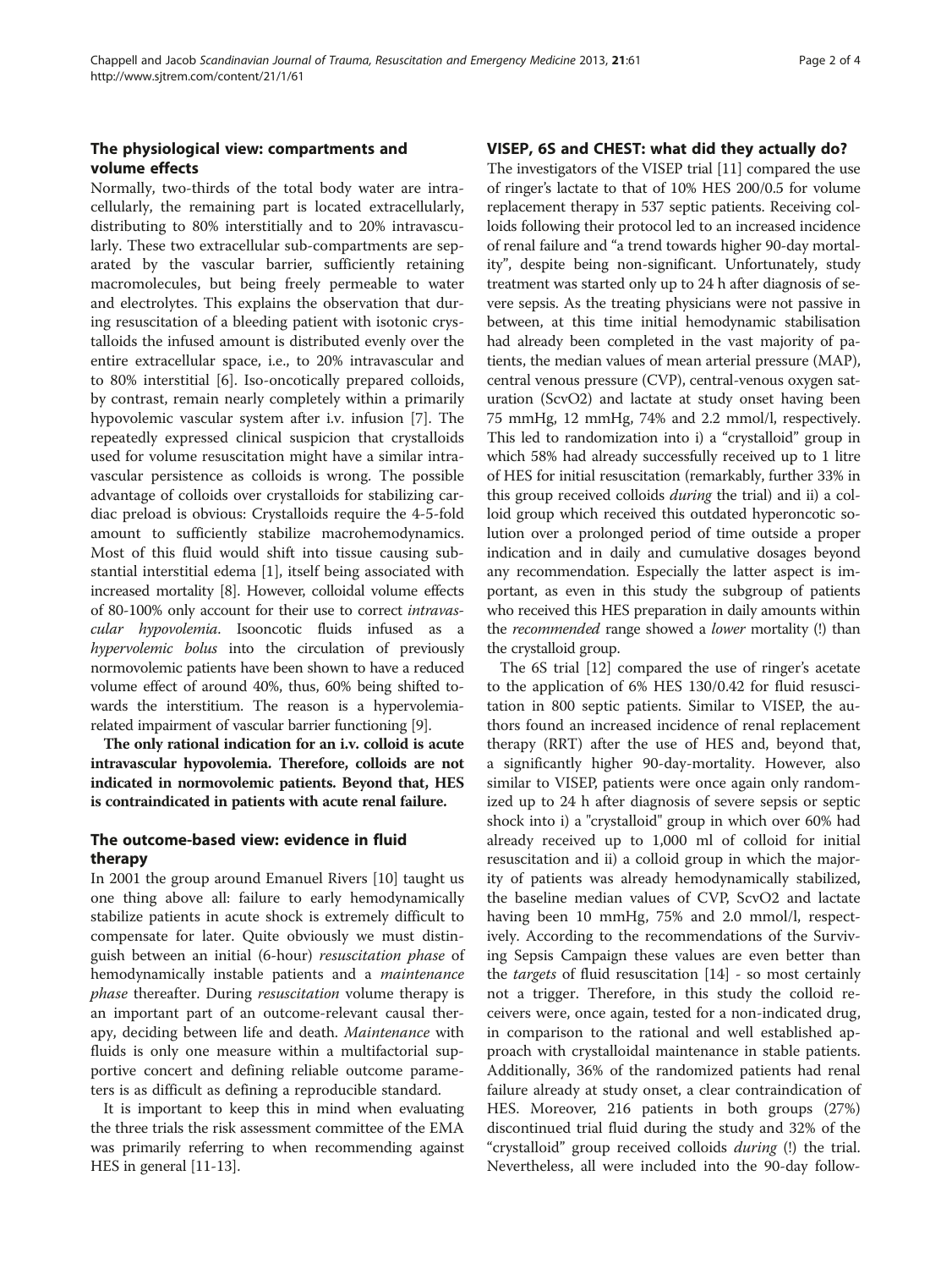## The physiological view: compartments and volume effects

Normally, two-thirds of the total body water are intracellularly, the remaining part is located extracellularly, distributing to 80% interstitially and to 20% intravascularly. These two extracellular sub-compartments are separated by the vascular barrier, sufficiently retaining macromolecules, but being freely permeable to water and electrolytes. This explains the observation that during resuscitation of a bleeding patient with isotonic crystalloids the infused amount is distributed evenly over the entire extracellular space, i.e., to 20% intravascular and to 80% interstitial [6]. Iso-oncotically prepared colloids, by contrast, remain nearly completely within a primarily hypovolemic vascular system after i.v. infusion [7]. The repeatedly expressed clinical suspicion that crystalloids used for volume resuscitation might have a similar intravascular persistence as colloids is wrong. The possible advantage of colloids over crystalloids for stabilizing cardiac preload is obvious: Crystalloids require the 4-5-fold amount to sufficiently stabilize macrohemodynamics. Most of this fluid would shift into tissue causing substantial interstitial edema [1], itself being associated with increased mortality [8]. However, colloidal volume effects of 80-100% only account for their use to correct *intravascular hypovolemia*. Isooncotic fluids infused as a *hypervolemic bolus* into the circulation of previously normovolemic patients have been shown to have a reduced volume effect of around 40%, thus, 60% being shifted towards the interstitium. The reason is a hypervolemia-related impairment of vascular barrier functioning [9].

**The only rational indication for an i.v. colloid is acute intravascular hypovolemia. Therefore, colloids are not indicated in normovolemic patients. Beyond that, HES is contraindicated in patients with acute renal failure.**

## The outcome-based view: evidence in fluid therapy

In 2001 the group around Emanuel Rivers [10] taught us one thing above all: failure to early hemodynamically stabilize patients in acute shock is extremely difficult to compensate for later. Quite obviously we must distinguish between an initial (6-hour) *resuscitation phase* of hemodynamically instable patients and a *maintenance phase* thereafter. During *resuscitation* volume therapy is an important part of an outcome-relevant causal therapy, deciding between life and death. *Maintenance* with fluids is only one measure within a multifactorial supportive concert and defining reliable outcome parameters is as difficult as defining a reproducible standard.

It is important to keep this in mind when evaluating the three trials the risk assessment committee of the EMA was primarily referring to when recommending against HES in general [11-13].

## VISEP, 6S and CHEST: what did they actually do?

The investigators of the VISEP trial [11] compared the use of ringer's lactate to that of 10% HES 200/0.5 for volume replacement therapy in 537 septic patients. Receiving colloids following their protocol led to an increased incidence of renal failure and "a trend towards higher 90-day mortality", despite being non-significant. Unfortunately, study treatment was started only up to 24 h after diagnosis of severe sepsis. As the treating physicians were not passive in between, at this time initial hemodynamic stabilisation had already been completed in the vast majority of patients, the median values of mean arterial pressure (MAP), central venous pressure (CVP), central-venous oxygen saturation (ScvO2) and lactate at study onset having been 75 mmHg, 12 mmHg, 74% and 2.2 mmol/l, respectively. This led to randomization into i) a "crystalloid" group in which 58% had already successfully received up to 1 litre of HES for initial resuscitation (remarkably, further 33% in this group received colloids *during* the trial) and ii) a colloid group which received this outdated hyperoncotic solution over a prolonged period of time outside a proper indication and in daily and cumulative dosages beyond any recommendation. Especially the latter aspect is important, as even in this study the subgroup of patients who received this HES preparation in daily amounts within the *recommended* range showed a *lower* mortality (!) than the crystalloid group.

The 6S trial [12] compared the use of ringer's acetate to the application of 6% HES 130/0.42 for fluid resuscitation in 800 septic patients. Similar to VISEP, the authors found an increased incidence of renal replacement therapy (RRT) after the use of HES and, beyond that, a significantly higher 90-day-mortality. However, also similar to VISEP, patients were once again only randomized up to 24 h after diagnosis of severe sepsis or septic shock into i) a "crystalloid" group in which over 60% had already received up to 1,000 ml of colloid for initial resuscitation and ii) a colloid group in which the majority of patients was already hemodynamically stabilized, the baseline median values of CVP, ScvO2 and lactate having been 10 mmHg, 75% and 2.0 mmol/l, respectively. According to the recommendations of the Surviving Sepsis Campaign these values are even better than the *targets* of fluid resuscitation [14] - so most certainly not a trigger. Therefore, in this study the colloid receivers were, once again, tested for a non-indicated drug, in comparison to the rational and well established approach with crystalloidal maintenance in stable patients. Additionally, 36% of the randomized patients had renal failure already at study onset, a clear contraindication of HES. Moreover, 216 patients in both groups (27%) discontinued trial fluid during the study and 32% of the "crystalloid" group received colloids *during* (!) the trial. Nevertheless, all were included into the 90-day follow-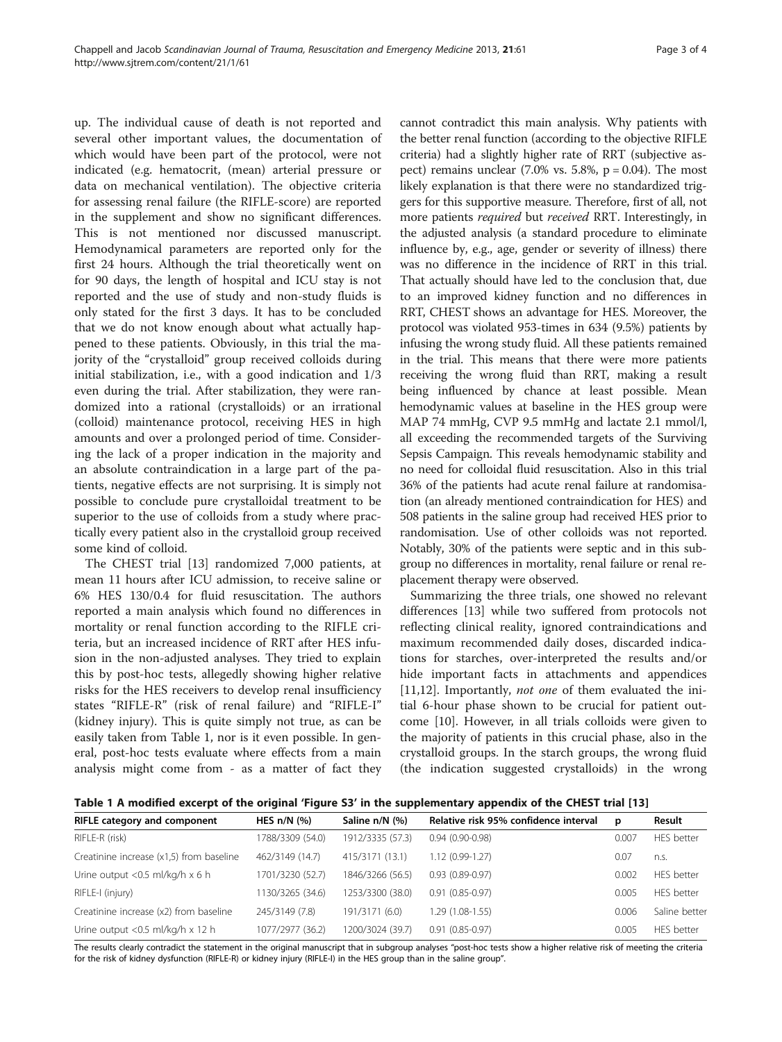up. The individual cause of death is not reported and several other important values, the documentation of which would have been part of the protocol, were not indicated (e.g. hematocrit, (mean) arterial pressure or data on mechanical ventilation). The objective criteria for assessing renal failure (the RIFLE-score) are reported in the supplement and show no significant differences. This is not mentioned nor discussed manuscript. Hemodynamical parameters are reported only for the first 24 hours. Although the trial theoretically went on for 90 days, the length of hospital and ICU stay is not reported and the use of study and non-study fluids is only stated for the first 3 days. It has to be concluded that we do not know enough about what actually happened to these patients. Obviously, in this trial the majority of the "crystalloid" group received colloids during initial stabilization, i.e., with a good indication and 1/3 even during the trial. After stabilization, they were randomized into a rational (crystalloids) or an irrational (colloid) maintenance protocol, receiving HES in high amounts and over a prolonged period of time. Considering the lack of a proper indication in the majority and an absolute contraindication in a large part of the patients, negative effects are not surprising. It is simply not possible to conclude pure crystalloidal treatment to be superior to the use of colloids from a study where practically every patient also in the crystalloid group received some kind of colloid.

The CHEST trial [13] randomized 7,000 patients, at mean 11 hours after ICU admission, to receive saline or 6% HES 130/0.4 for fluid resuscitation. The authors reported a main analysis which found no differences in mortality or renal function according to the RIFLE criteria, but an increased incidence of RRT after HES infusion in the non-adjusted analyses. They tried to explain this by post-hoc tests, allegedly showing higher relative risks for the HES receivers to develop renal insufficiency states "RIFLE-R" (risk of renal failure) and "RIFLE-I" (kidney injury). This is quite simply not true, as can be easily taken from Table 1, nor is it even possible. In general, post-hoc tests evaluate where effects from a main analysis might come from - as a matter of fact they cannot contradict this main analysis. Why patients with the better renal function (according to the objective RIFLE criteria) had a slightly higher rate of RRT (subjective aspect) remains unclear (7.0% vs. 5.8%, $p = 0.04$). The most likely explanation is that there were no standardized triggers for this supportive measure. Therefore, first of all, not more patients *required* but *received* RRT. Interestingly, in the adjusted analysis (a standard procedure to eliminate influence by, e.g., age, gender or severity of illness) there was no difference in the incidence of RRT in this trial. That actually should have led to the conclusion that, due to an improved kidney function and no differences in RRT, CHEST shows an advantage for HES. Moreover, the protocol was violated 953-times in 634 (9.5%) patients by infusing the wrong study fluid. All these patients remained in the trial. This means that there were more patients receiving the wrong fluid than RRT, making a result being influenced by chance at least possible. Mean hemodynamic values at baseline in the HES group were MAP 74 mmHg, CVP 9.5 mmHg and lactate 2.1 mmol/l, all exceeding the recommended targets of the Surviving Sepsis Campaign. This reveals hemodynamic stability and no need for colloidal fluid resuscitation. Also in this trial 36% of the patients had acute renal failure at randomisation (an already mentioned contraindication for HES) and 508 patients in the saline group had received HES prior to randomisation. Use of other colloids was not reported. Notably, 30% of the patients were septic and in this subgroup no differences in mortality, renal failure or renal replacement therapy were observed.

Summarizing the three trials, one showed no relevant differences [13] while two suffered from protocols not reflecting clinical reality, ignored contraindications and maximum recommended daily doses, discarded indications for starches, over-interpreted the results and/or hide important facts in attachments and appendices [11,12]. Importantly, *not one* of them evaluated the initial 6-hour phase shown to be crucial for patient outcome [10]. However, in all trials colloids were given to the majority of patients in this crucial phase, also in the crystalloid groups. In the starch groups, the wrong fluid (the indication suggested crystalloids) in the wrong

**Table 1 A modified excerpt of the original 'Figure S3' in the supplementary appendix of the CHEST trial [13]**

| RIFLE category and component | HES n/N (%) | Saline n/N (%) | Relative risk 95% confidence interval | p | Result |
|---|---|---|---|---|---|
| RIFLE-R (risk) | 1788/3309 (54.0) | 1912/3335 (57.3) | 0.94 (0.90-0.98) | 0.007 | HES better |
| Creatinine increase (x1,5) from baseline | 462/3149 (14.7) | 415/3171 (13.1) | 1.12 (0.99-1.27) | 0.07 | n.s. |
| Urine output <0.5 ml/kg/h x 6 h | 1701/3230 (52.7) | 1846/3266 (56.5) | 0.93 (0.89-0.97) | 0.002 | HES better |
| RIFLE-I (injury) | 1130/3265 (34.6) | 1253/3300 (38.0) | 0.91 (0.85-0.97) | 0.005 | HES better |
| Creatinine increase (x2) from baseline | 245/3149 (7.8) | 191/3171 (6.0) | 1.29 (1.08-1.55) | 0.006 | Saline better |
| Urine output <0.5 ml/kg/h x 12 h | 1077/2977 (36.2) | 1200/3024 (39.7) | 0.91 (0.85-0.97) | 0.005 | HES better |

The results clearly contradict the statement in the original manuscript that in subgroup analyses "post-hoc tests show a higher relative risk of meeting the criteria for the risk of kidney dysfunction (RIFLE-R) or kidney injury (RIFLE-I) in the HES group than in the saline group".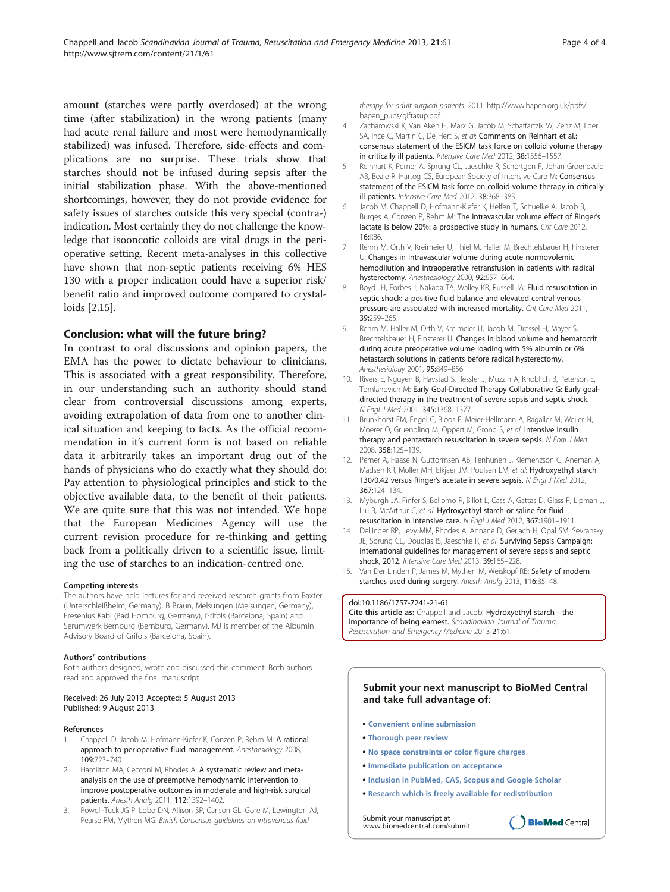amount (starches were partly overdosed) at the wrong time (after stabilization) in the wrong patients (many had acute renal failure and most were hemodynamically stabilized) was infused. Therefore, side-effects and complications are no surprise. These trials show that starches should not be infused during sepsis after the initial stabilization phase. With the above-mentioned shortcomings, however, they do not provide evidence for safety issues of starches outside this very special (contra-) indication. Most certainly they do not challenge the knowledge that isooncotic colloids are vital drugs in the perioperative setting. Recent meta-analyses in this collective have shown that non-septic patients receiving 6% HES 130 with a proper indication could have a superior risk/benefit ratio and improved outcome compared to crystalloids [2,15].

## Conclusion: what will the future bring?

In contrast to oral discussions and opinion papers, the EMA has the power to dictate behaviour to clinicians. This is associated with a great responsibility. Therefore, in our understanding such an authority should stand clear from controversial discussions among experts, avoiding extrapolation of data from one to another clinical situation and keeping to facts. As the official recommendation in it's current form is not based on reliable data it arbitrarily takes an important drug out of the hands of physicians who do exactly what they should do: Pay attention to physiological principles and stick to the objective available data, to the benefit of their patients. We are quite sure that this was not intended. We hope that the European Medicines Agency will use the current revision procedure for re-thinking and getting back from a politically driven to a scientific issue, limiting the use of starches to an indication-centred one.

#### Competing interests

The authors have held lectures for and received research grants from Baxter (Unterschleißheim, Germany), B Braun, Melsungen (Melsungen, Germany), Fresenius Kabi (Bad Homburg, Germany), Grifols (Barcelona, Spain) and Serumwerk Bernburg (Bernburg, Germany). MJ is member of the Albumin Advisory Board of Grifols (Barcelona, Spain).

#### Authors' contributions

Both authors designed, wrote and discussed this comment. Both authors read and approved the final manuscript.

Received: 26 July 2013 Accepted: 5 August 2013
Published: 9 August 2013

#### References

1. Chappell D, Jacob M, Hofmann-Kiefer K, Conzen P, Rehm M: A rational approach to perioperative fluid management. *Anesthesiology* 2008, 109:723–740.
2. Hamilton MA, Cecconi M, Rhodes A: A systematic review and meta-analysis on the use of preemptive hemodynamic intervention to improve postoperative outcomes in moderate and high-risk surgical patients. *Anesth Analg* 2011, 112:1392–1402.
3. Powell-Tuck JG P, Lobo DN, Allison SP, Carlson GL, Gore M, Lewington AJ, Pearse RM, Mythen MG: *British Consensus guidelines on intravenous fluid therapy for adult surgical patients.* 2011. http://www.bapen.org.uk/pdfs/bapen_pubs/giftasup.pdf.
4. Zacharowski K, Van Aken H, Marx G, Jacob M, Schaffartzik W, Zenz M, Loer SA, Ince C, Martin C, De Hert S, *et al*: Comments on Reinhart et al.: consensus statement of the ESICM task force on colloid volume therapy in critically ill patients. *Intensive Care Med* 2012, 38:1556–1557.
5. Reinhart K, Perner A, Sprung CL, Schortgen F, Johan Groeneveld AB, Beale R, Hartog CS, European Society of Intensive Care M: Consensus statement of the ESICM task force on colloid volume therapy in critically ill patients. *Intensive Care Med* 2012, 38:368–383.
6. Jacob M, Chappell D, Hofmann-Kiefer K, Helfen T, Schuelke A, Jacob B, Burges A, Conzen P, Rehm M: The intravascular volume effect of Ringer's lactate is below 20%: a prospective study in humans. *Crit Care* 2012, 16:R86.
7. Rehm M, Orth V, Kreimeier U, Thiel M, Haller M, Brechtelsbauer H, Finsterer U: Changes in intravascular volume during acute normovolemic hemodilution and intraoperative retransfusion in patients with radical hysterectomy. *Anesthesiology* 2000, 92:657–664.
8. Boyd JH, Forbes J, Nakada TA, Walley KR, Russell JA: Fluid resuscitation in septic shock: a positive fluid balance and elevated central venous pressure are associated with increased mortality. *Crit Care Med* 2011, 39:259–265.
9. Rehm M, Haller M, Orth V, Kreimeier U, Jacob M, Dressel H, Mayer S, Brechtelsbauer H, Finsterer U: Changes in blood volume and hematocrit during acute preoperative volume loading with 5% albumin or 6% hetastarch solutions in patients before radical hysterectomy. *Anesthesiology* 2001, 95:849–856.
10. Rivers E, Nguyen B, Havstad S, Ressler J, Muzzin A, Knoblich B, Peterson E, Tomlanovich M: Early Goal-Directed Therapy Collaborative G: Early goal-directed therapy in the treatment of severe sepsis and septic shock. *N Engl J Med* 2001, 345:1368–1377.
11. Brunkhorst FM, Engel C, Bloos F, Meier-Hellmann A, Ragaller M, Weiler N, Moerer O, Gruendling M, Oppert M, Grond S, *et al*: Intensive insulin therapy and pentastarch resuscitation in severe sepsis. *N Engl J Med* 2008, 358:125–139.
12. Perner A, Haase N, Guttormsen AB, Tenhunen J, Klemenzson G, Aneman A, Madsen KR, Moller MH, Elkjaer JM, Poulsen LM, *et al*: Hydroxyethyl starch 130/0.42 versus Ringer's acetate in severe sepsis. *N Engl J Med* 2012, 367:124–134.
13. Myburgh JA, Finfer S, Bellomo R, Billot L, Cass A, Gattas D, Glass P, Lipman J, Liu B, McArthur C, *et al*: Hydroxyethyl starch or saline for fluid resuscitation in intensive care. *N Engl J Med* 2012, 367:1901–1911.
14. Dellinger RP, Levy MM, Rhodes A, Annane D, Gerlach H, Opal SM, Sevransky JE, Sprung CL, Douglas IS, Jaeschke R, *et al*: Surviving Sepsis Campaign: international guidelines for management of severe sepsis and septic shock, 2012. *Intensive Care Med* 2013, 39:165–228.
15. Van Der Linden P, James M, Mythen M, Weiskopf RB: Safety of modern starches used during surgery. *Anesth Analg* 2013, 116:35–48.

doi:10.1186/1757-7241-21-61
**Cite this article as:** Chappell and Jacob: Hydroxyethyl starch - the importance of being earnest. *Scandinavian Journal of Trauma, Resuscitation and Emergency Medicine* 2013 21:61.

**Submit your next manuscript to BioMed Central and take full advantage of:**

- Convenient online submission
- Thorough peer review
- No space constraints or color figure charges
- Immediate publication on acceptance
- Inclusion in PubMed, CAS, Scopus and Google Scholar
- Research which is freely available for redistribution

Submit your manuscript at
www.biomedcentral.com/submit